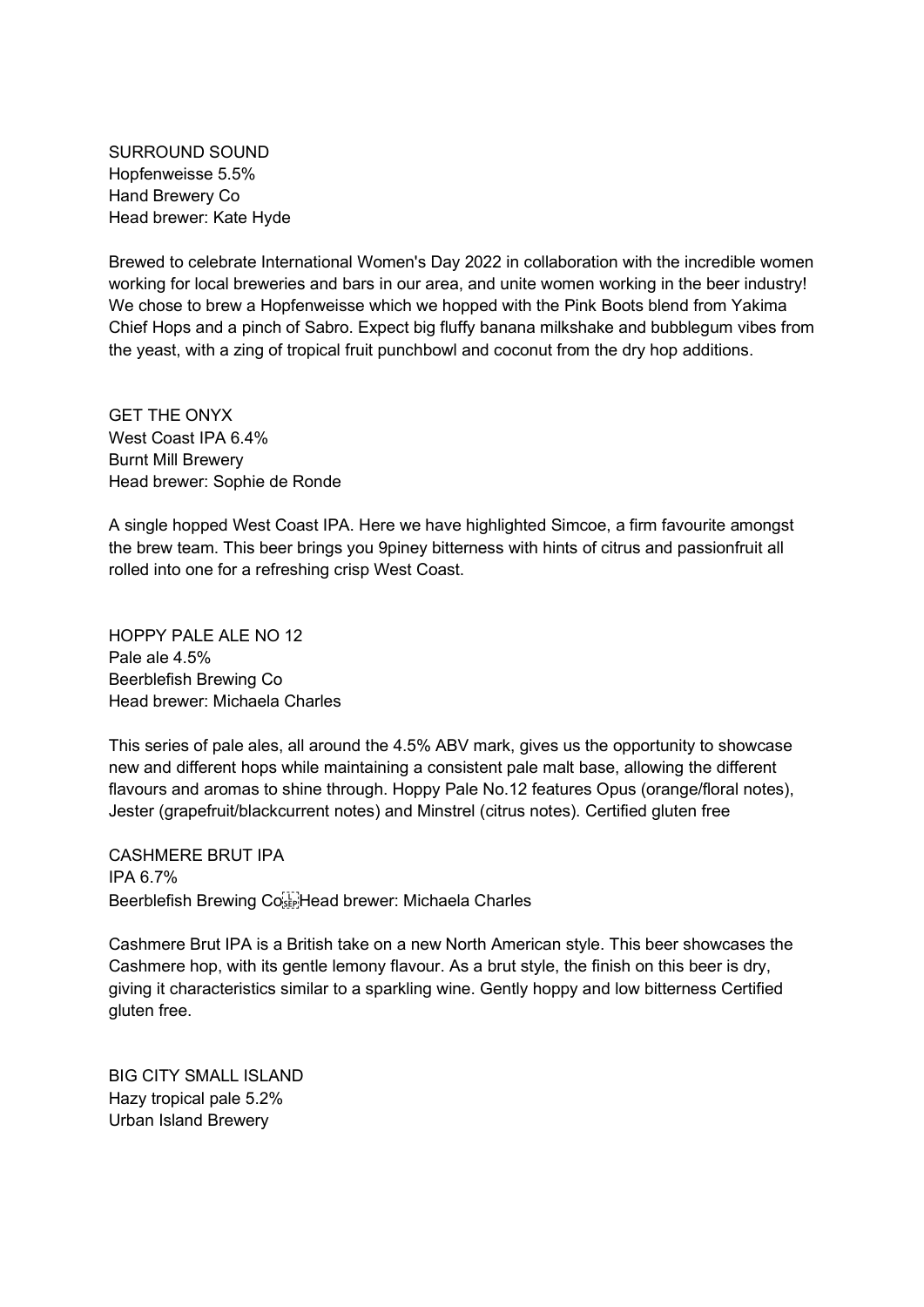SURROUND SOUND
Hopfenweisse 5.5%
Hand Brewery Co
Head brewer: Kate Hyde

Brewed to celebrate International Women's Day 2022 in collaboration with the incredible women working for local breweries and bars in our area, and unite women working in the beer industry! We chose to brew a Hopfenweisse which we hopped with the Pink Boots blend from Yakima Chief Hops and a pinch of Sabro. Expect big fluffy banana milkshake and bubblegum vibes from the yeast, with a zing of tropical fruit punchbowl and coconut from the dry hop additions.

GET THE ONYX
West Coast IPA 6.4%
Burnt Mill Brewery
Head brewer: Sophie de Ronde

A single hopped West Coast IPA. Here we have highlighted Simcoe, a firm favourite amongst the brew team. This beer brings you 9piney bitterness with hints of citrus and passionfruit all rolled into one for a refreshing crisp West Coast.

HOPPY PALE ALE NO 12
Pale ale 4.5%
Beerblefish Brewing Co
Head brewer: Michaela Charles

This series of pale ales, all around the 4.5% ABV mark, gives us the opportunity to showcase new and different hops while maintaining a consistent pale malt base, allowing the different flavours and aromas to shine through. Hoppy Pale No.12 features Opus (orange/floral notes), Jester (grapefruit/blackcurrent notes) and Minstrel (citrus notes). Certified gluten free

CASHMERE BRUT IPA
IPA 6.7%
Beerblefish Brewing Co Head brewer: Michaela Charles

Cashmere Brut IPA is a British take on a new North American style. This beer showcases the Cashmere hop, with its gentle lemony flavour. As a brut style, the finish on this beer is dry, giving it characteristics similar to a sparkling wine. Gently hoppy and low bitterness Certified gluten free.

BIG CITY SMALL ISLAND
Hazy tropical pale 5.2%
Urban Island Brewery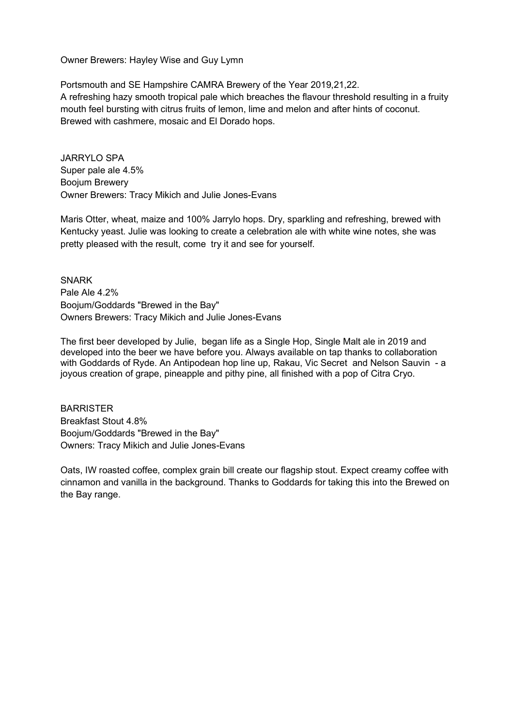Owner Brewers: Hayley Wise and Guy Lymn

Portsmouth and SE Hampshire CAMRA Brewery of the Year 2019,21,22.
A refreshing hazy smooth tropical pale which breaches the flavour threshold resulting in a fruity mouth feel bursting with citrus fruits of lemon, lime and melon and after hints of coconut. Brewed with cashmere, mosaic and El Dorado hops.

JARRYLO SPA
Super pale ale 4.5%
Boojum Brewery
Owner Brewers: Tracy Mikich and Julie Jones-Evans

Maris Otter, wheat, maize and 100% Jarrylo hops. Dry, sparkling and refreshing, brewed with Kentucky yeast. Julie was looking to create a celebration ale with white wine notes, she was pretty pleased with the result, come try it and see for yourself.

SNARK
Pale Ale 4.2%
Boojum/Goddards "Brewed in the Bay"
Owners Brewers: Tracy Mikich and Julie Jones-Evans

The first beer developed by Julie, began life as a Single Hop, Single Malt ale in 2019 and developed into the beer we have before you. Always available on tap thanks to collaboration with Goddards of Ryde. An Antipodean hop line up, Rakau, Vic Secret and Nelson Sauvin - a joyous creation of grape, pineapple and pithy pine, all finished with a pop of Citra Cryo.

BARRISTER
Breakfast Stout 4.8%
Boojum/Goddards "Brewed in the Bay"
Owners: Tracy Mikich and Julie Jones-Evans

Oats, IW roasted coffee, complex grain bill create our flagship stout. Expect creamy coffee with cinnamon and vanilla in the background. Thanks to Goddards for taking this into the Brewed on the Bay range.